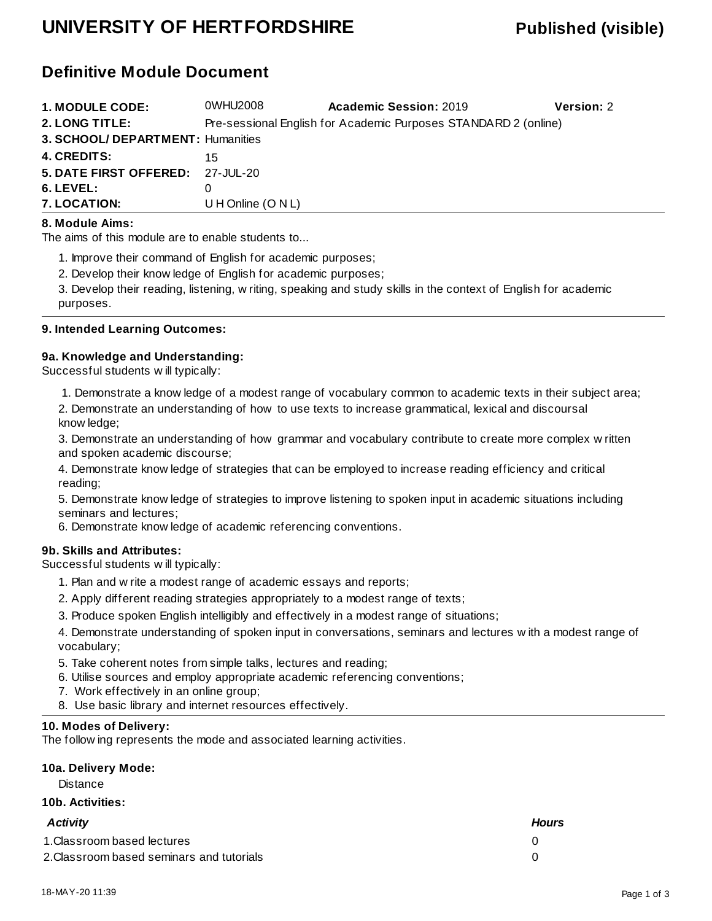# UNIVERSITY OF HERTFORDSHIRE

**Published (visible)**

## Definitive Module Document

| | | | |
|---|---|---|---|
| **1. MODULE CODE:** | 0WHU2008 | **Academic Session:** 2019 | **Version:** 2 |
| **2. LONG TITLE:** | Pre-sessional English for Academic Purposes STANDARD 2 (online) | | |
| **3. SCHOOL/ DEPARTMENT:** | Humanities | | |
| **4. CREDITS:** | 15 | | |
| **5. DATE FIRST OFFERED:** | 27-JUL-20 | | |
| **6. LEVEL:** | 0 | | |
| **7. LOCATION:** | U H Online (O N L) | | |

### 8. Module Aims:

The aims of this module are to enable students to...

1. Improve their command of English for academic purposes;
2. Develop their knowledge of English for academic purposes;
3. Develop their reading, listening, writing, speaking and study skills in the context of English for academic purposes.

### 9. Intended Learning Outcomes:

#### 9a. Knowledge and Understanding:

Successful students will typically:

1. Demonstrate a knowledge of a modest range of vocabulary common to academic texts in their subject area;
2. Demonstrate an understanding of how to use texts to increase grammatical, lexical and discoursal knowledge;
3. Demonstrate an understanding of how grammar and vocabulary contribute to create more complex written and spoken academic discourse;
4. Demonstrate knowledge of strategies that can be employed to increase reading efficiency and critical reading;
5. Demonstrate knowledge of strategies to improve listening to spoken input in academic situations including seminars and lectures;
6. Demonstrate knowledge of academic referencing conventions.

#### 9b. Skills and Attributes:

Successful students will typically:

1. Plan and write a modest range of academic essays and reports;
2. Apply different reading strategies appropriately to a modest range of texts;
3. Produce spoken English intelligibly and effectively in a modest range of situations;
4. Demonstrate understanding of spoken input in conversations, seminars and lectures with a modest range of vocabulary;
5. Take coherent notes from simple talks, lectures and reading;
6. Utilise sources and employ appropriate academic referencing conventions;
7. Work effectively in an online group;
8. Use basic library and internet resources effectively.

### 10. Modes of Delivery:

The following represents the mode and associated learning activities.

#### 10a. Delivery Mode:

Distance

#### 10b. Activities:

| *Activity* | *Hours* |
|---|---|
| 1.Classroom based lectures | 0 |
| 2.Classroom based seminars and tutorials | 0 |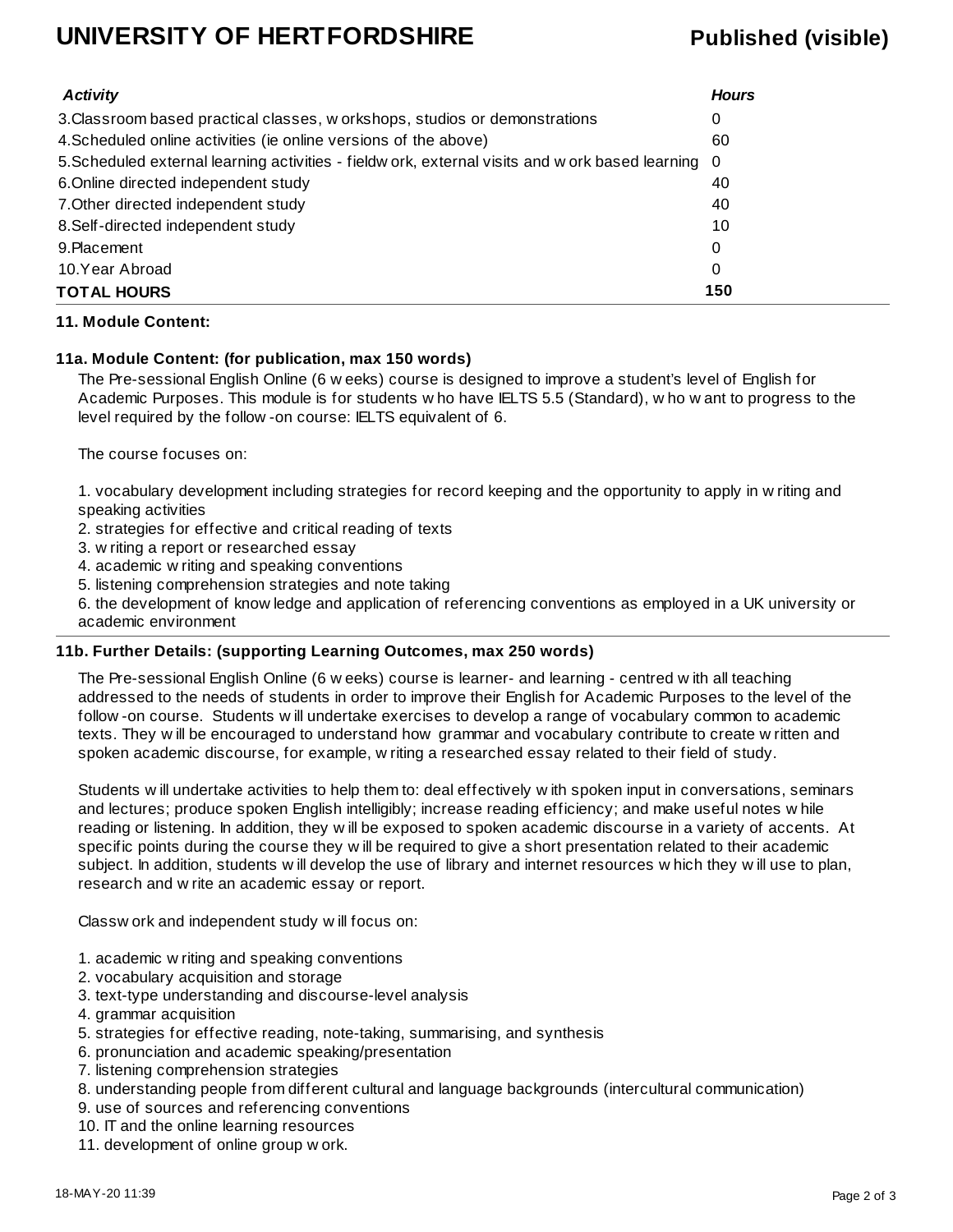| *Activity* | *Hours* |
|---|---|
| 3.Classroom based practical classes, workshops, studios or demonstrations | 0 |
| 4.Scheduled online activities (ie online versions of the above) | 60 |
| 5.Scheduled external learning activities - fieldwork, external visits and work based learning | 0 |
| 6.Online directed independent study | 40 |
| 7.Other directed independent study | 40 |
| 8.Self-directed independent study | 10 |
| 9.Placement | 0 |
| 10.Year Abroad | 0 |
| **TOTAL HOURS** | **150** |

**11. Module Content:**

**11a. Module Content: (for publication, max 150 words)**

The Pre-sessional English Online (6 weeks) course is designed to improve a student's level of English for Academic Purposes. This module is for students who have IELTS 5.5 (Standard), who want to progress to the level required by the follow-on course: IELTS equivalent of 6.

The course focuses on:

1. vocabulary development including strategies for record keeping and the opportunity to apply in writing and speaking activities
2. strategies for effective and critical reading of texts
3. writing a report or researched essay
4. academic writing and speaking conventions
5. listening comprehension strategies and note taking
6. the development of knowledge and application of referencing conventions as employed in a UK university or academic environment

**11b. Further Details: (supporting Learning Outcomes, max 250 words)**

The Pre-sessional English Online (6 weeks) course is learner- and learning - centred with all teaching addressed to the needs of students in order to improve their English for Academic Purposes to the level of the follow-on course. Students will undertake exercises to develop a range of vocabulary common to academic texts. They will be encouraged to understand how grammar and vocabulary contribute to create written and spoken academic discourse, for example, writing a researched essay related to their field of study.

Students will undertake activities to help them to: deal effectively with spoken input in conversations, seminars and lectures; produce spoken English intelligibly; increase reading efficiency; and make useful notes while reading or listening. In addition, they will be exposed to spoken academic discourse in a variety of accents. At specific points during the course they will be required to give a short presentation related to their academic subject. In addition, students will develop the use of library and internet resources which they will use to plan, research and write an academic essay or report.

Classwork and independent study will focus on:

1. academic writing and speaking conventions
2. vocabulary acquisition and storage
3. text-type understanding and discourse-level analysis
4. grammar acquisition
5. strategies for effective reading, note-taking, summarising, and synthesis
6. pronunciation and academic speaking/presentation
7. listening comprehension strategies
8. understanding people from different cultural and language backgrounds (intercultural communication)
9. use of sources and referencing conventions
10. IT and the online learning resources
11. development of online group work.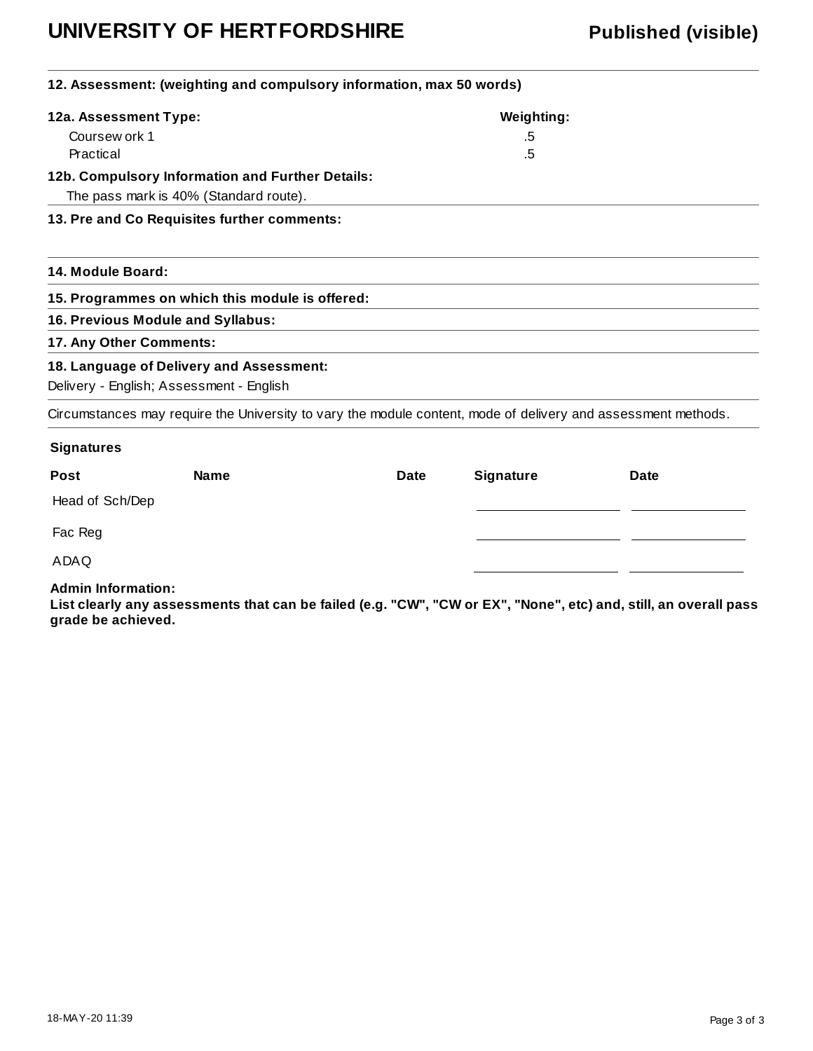**12. Assessment: (weighting and compulsory information, max 50 words)**

**12a. Assessment Type:**

| Assessment Type | Weighting |
| --- | --- |
| Coursework 1 | .5 |
| Practical | .5 |

**12b. Compulsory Information and Further Details:**

The pass mark is 40% (Standard route).

**13. Pre and Co Requisites further comments:**

**14. Module Board:**

**15. Programmes on which this module is offered:**

**16. Previous Module and Syllabus:**

**17. Any Other Comments:**

**18. Language of Delivery and Assessment:**

Delivery - English; Assessment - English

Circumstances may require the University to vary the module content, mode of delivery and assessment methods.

**Signatures**

| Post | Name | Date | Signature | Date |
| --- | --- | --- | --- | --- |
| Head of Sch/Dep | | | | |
| Fac Reg | | | | |
| ADAQ | | | | |

**Admin Information:**

**List clearly any assessments that can be failed (e.g. "CW", "CW or EX", "None", etc) and, still, an overall pass grade be achieved.**

18-MAY-20 11:39